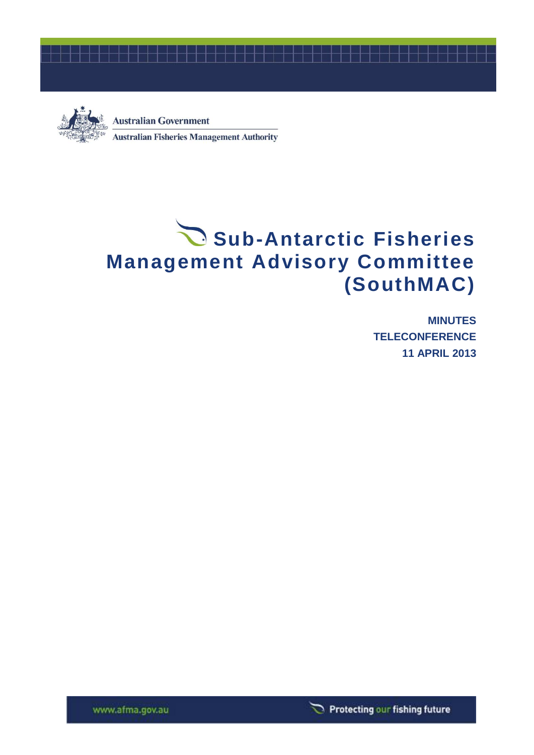Australian Government

Australian Fisheries Management Authority

# Sub-Antarctic Fisheries Management Advisory Committee (SouthMAC)

**MINUTES**

**TELECONFERENCE**

**11 APRIL 2013**

www.afma.gov.au

Protecting our fishing future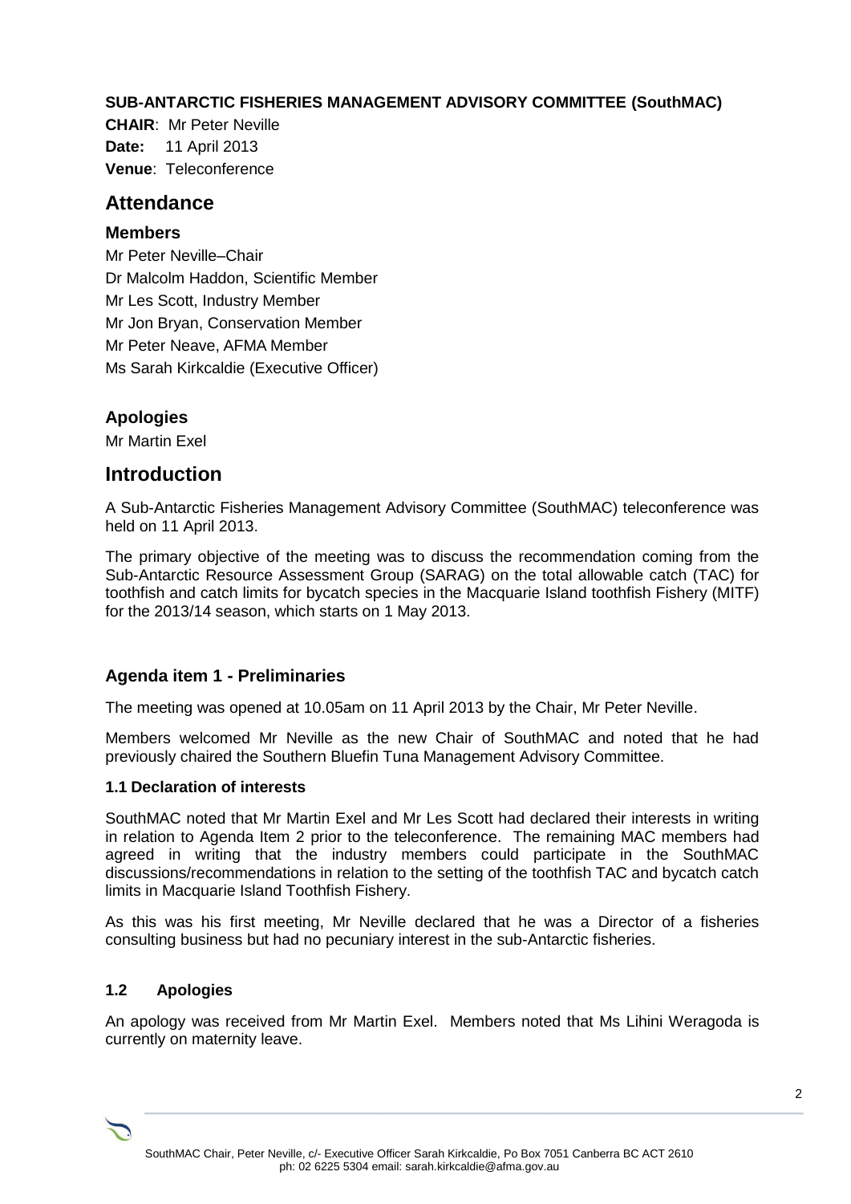**SUB-ANTARCTIC FISHERIES MANAGEMENT ADVISORY COMMITTEE (SouthMAC)**

**CHAIR**: Mr Peter Neville
**Date:** 11 April 2013
**Venue**: Teleconference

## Attendance

### Members

Mr Peter Neville–Chair
Dr Malcolm Haddon, Scientific Member
Mr Les Scott, Industry Member
Mr Jon Bryan, Conservation Member
Mr Peter Neave, AFMA Member
Ms Sarah Kirkcaldie (Executive Officer)

### Apologies

Mr Martin Exel

## Introduction

A Sub-Antarctic Fisheries Management Advisory Committee (SouthMAC) teleconference was held on 11 April 2013.

The primary objective of the meeting was to discuss the recommendation coming from the Sub-Antarctic Resource Assessment Group (SARAG) on the total allowable catch (TAC) for toothfish and catch limits for bycatch species in the Macquarie Island toothfish Fishery (MITF) for the 2013/14 season, which starts on 1 May 2013.

### Agenda item 1 - Preliminaries

The meeting was opened at 10.05am on 11 April 2013 by the Chair, Mr Peter Neville.

Members welcomed Mr Neville as the new Chair of SouthMAC and noted that he had previously chaired the Southern Bluefin Tuna Management Advisory Committee.

#### 1.1 Declaration of interests

SouthMAC noted that Mr Martin Exel and Mr Les Scott had declared their interests in writing in relation to Agenda Item 2 prior to the teleconference. The remaining MAC members had agreed in writing that the industry members could participate in the SouthMAC discussions/recommendations in relation to the setting of the toothfish TAC and bycatch catch limits in Macquarie Island Toothfish Fishery.

As this was his first meeting, Mr Neville declared that he was a Director of a fisheries consulting business but had no pecuniary interest in the sub-Antarctic fisheries.

#### 1.2 Apologies

An apology was received from Mr Martin Exel. Members noted that Ms Lihini Weragoda is currently on maternity leave.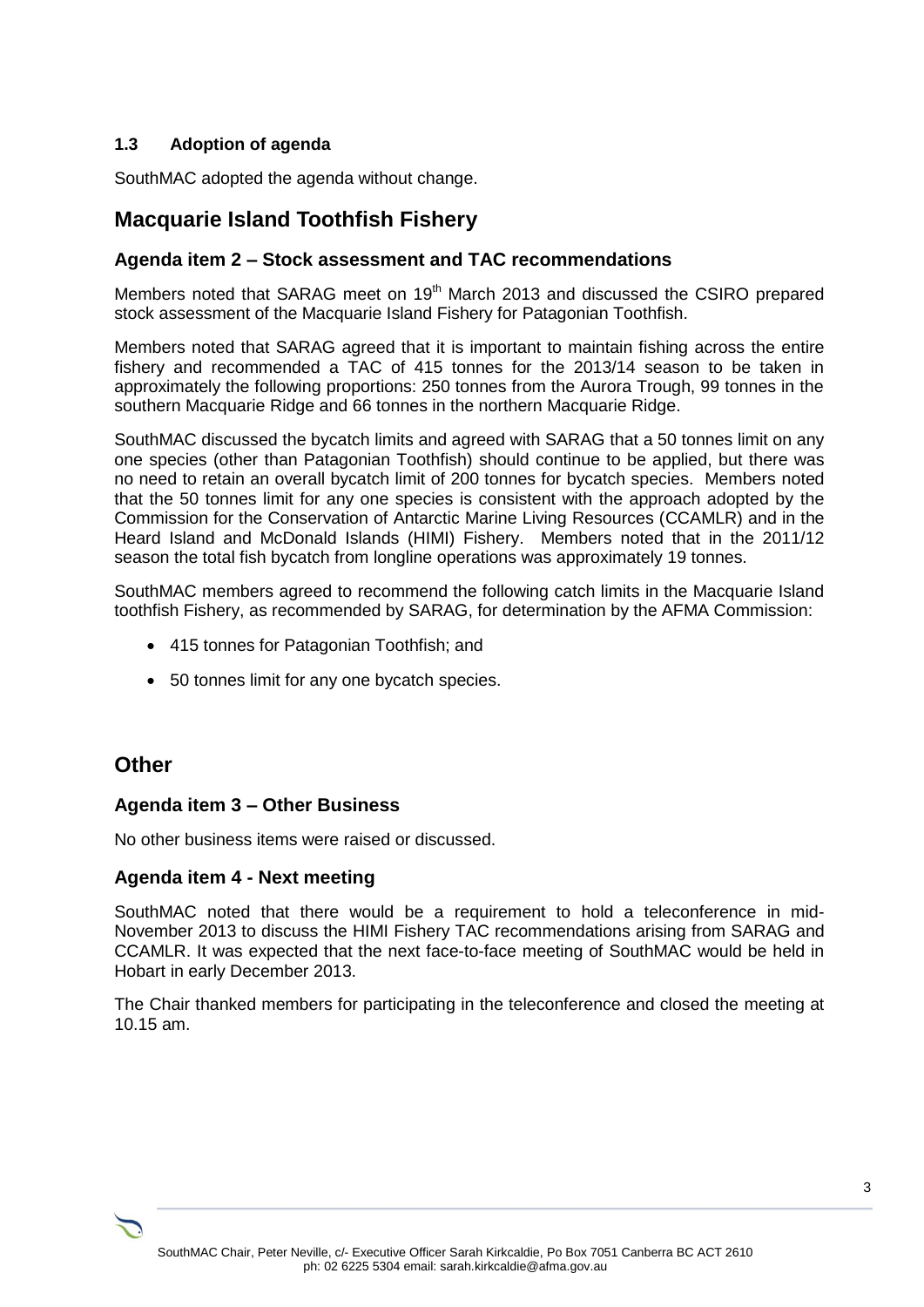### 1.3 Adoption of agenda

SouthMAC adopted the agenda without change.

## Macquarie Island Toothfish Fishery

### Agenda item 2 – Stock assessment and TAC recommendations

Members noted that SARAG meet on 19th March 2013 and discussed the CSIRO prepared stock assessment of the Macquarie Island Fishery for Patagonian Toothfish.

Members noted that SARAG agreed that it is important to maintain fishing across the entire fishery and recommended a TAC of 415 tonnes for the 2013/14 season to be taken in approximately the following proportions: 250 tonnes from the Aurora Trough, 99 tonnes in the southern Macquarie Ridge and 66 tonnes in the northern Macquarie Ridge.

SouthMAC discussed the bycatch limits and agreed with SARAG that a 50 tonnes limit on any one species (other than Patagonian Toothfish) should continue to be applied, but there was no need to retain an overall bycatch limit of 200 tonnes for bycatch species. Members noted that the 50 tonnes limit for any one species is consistent with the approach adopted by the Commission for the Conservation of Antarctic Marine Living Resources (CCAMLR) and in the Heard Island and McDonald Islands (HIMI) Fishery. Members noted that in the 2011/12 season the total fish bycatch from longline operations was approximately 19 tonnes.

SouthMAC members agreed to recommend the following catch limits in the Macquarie Island toothfish Fishery, as recommended by SARAG, for determination by the AFMA Commission:

- 415 tonnes for Patagonian Toothfish; and
- 50 tonnes limit for any one bycatch species.

## Other

### Agenda item 3 – Other Business

No other business items were raised or discussed.

### Agenda item 4 - Next meeting

SouthMAC noted that there would be a requirement to hold a teleconference in mid-November 2013 to discuss the HIMI Fishery TAC recommendations arising from SARAG and CCAMLR. It was expected that the next face-to-face meeting of SouthMAC would be held in Hobart in early December 2013.

The Chair thanked members for participating in the teleconference and closed the meeting at 10.15 am.